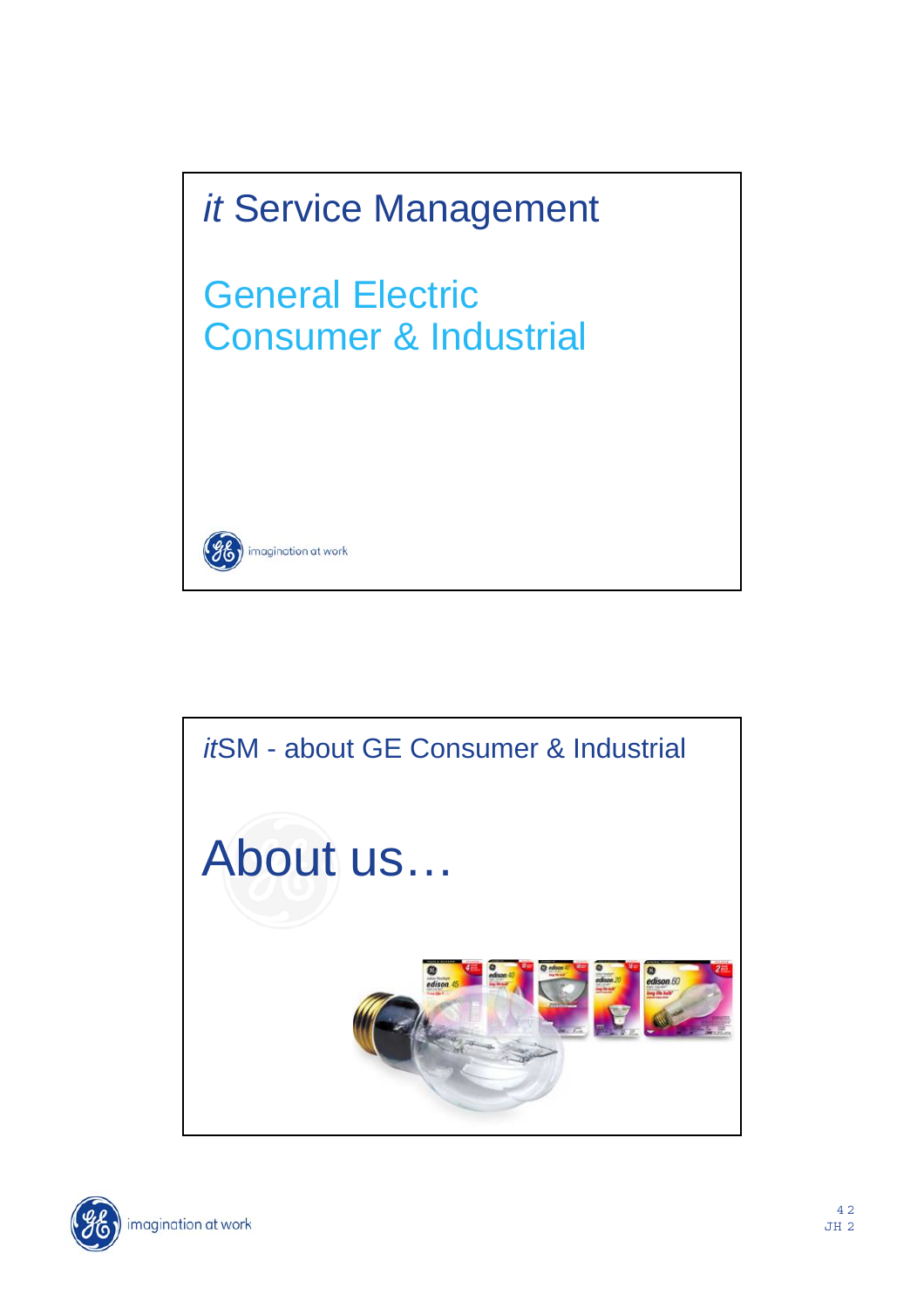# *it* Service Management

## General Electric Consumer & Industrial

imagination at work

---

## *it*SM - about GE Consumer & Industrial

# About us…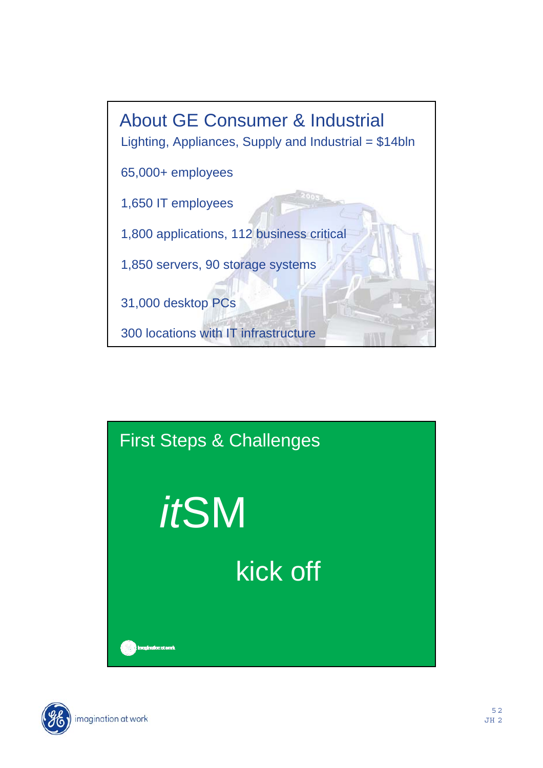## About GE Consumer & Industrial

Lighting, Appliances, Supply and Industrial = $14bln

65,000+ employees

1,650 IT employees

1,800 applications, 112 business critical

1,850 servers, 90 storage systems

31,000 desktop PCs

300 locations with IT infrastructure

## First Steps & Challenges

*it*SM

kick off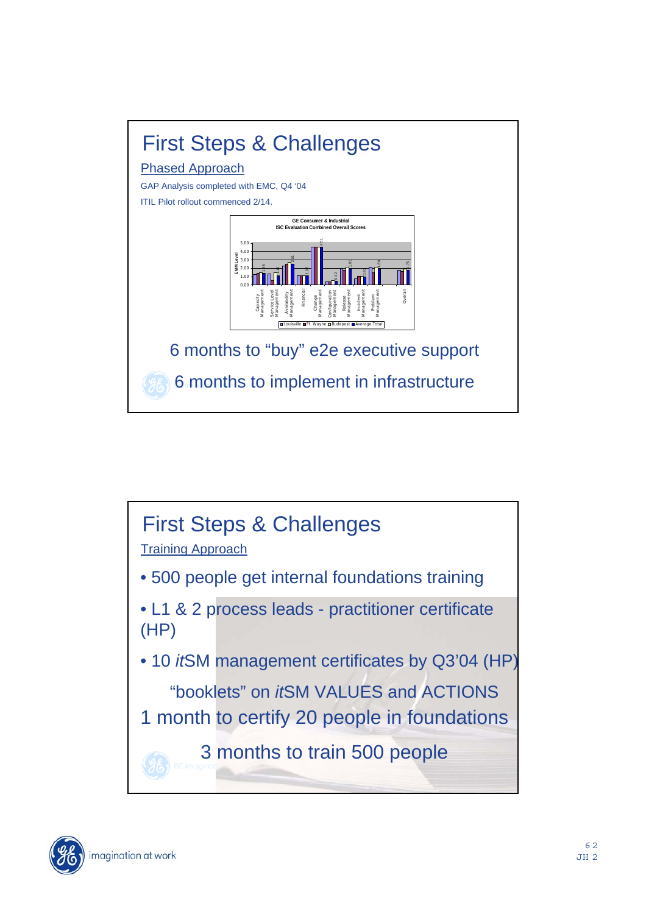# First Steps & Challenges

Phased Approach

GAP Analysis completed with EMC, Q4 '04

ITIL Pilot rollout commenced 2/14.

GE Consumer & Industrial
ISC Evaluation Combined Overall Scores

6 months to "buy" e2e executive support

6 months to implement in infrastructure

# First Steps & Challenges

Training Approach

- 500 people get internal foundations training
- L1 & 2 process leads - practitioner certificate (HP)
- 10 *it*SM management certificates by Q3'04 (HP)

"booklets" on *it*SM VALUES and ACTIONS

1 month to certify 20 people in foundations

3 months to train 500 people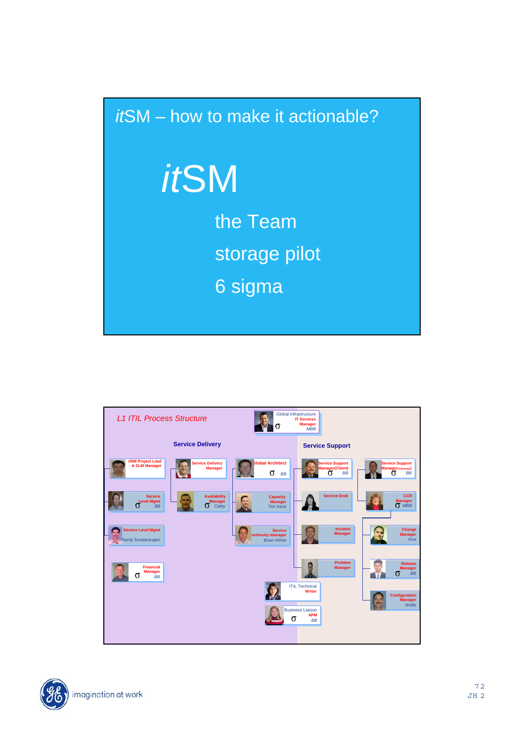## *it*SM – how to make it actionable?

# *it*SM

- the Team
- storage pilot
- 6 sigma

*L1 ITIL Process Structure*

Global Infrastructure IT Services Manager σ MBB

**Service Delivery**

- *it*SM Project Lead & SLM Manager
- Service Level Mgmt σ BB
- Service Level Mgmt Ramji Sundararajan
- Financial Manager σ BB
- Service Delivery Manager
- Availability Manager σ Caley
- Global Architect σ BB
- Capacity Manager Tim Keck
- Service Continuity manager Brian White

**Service Support**

- Service Support Manager(Client) σ BB
- Service Desk
- Incident Manager
- Problem Manager
- Service Support Manager(midrange) σ BB
- CCR Manager σ MBB
- Change Manager Issa
- Release Manager σ BB
- Configuration Manager Welle
- ITIL Technical Writer
- Business Liaison APM σ BB

imagination at work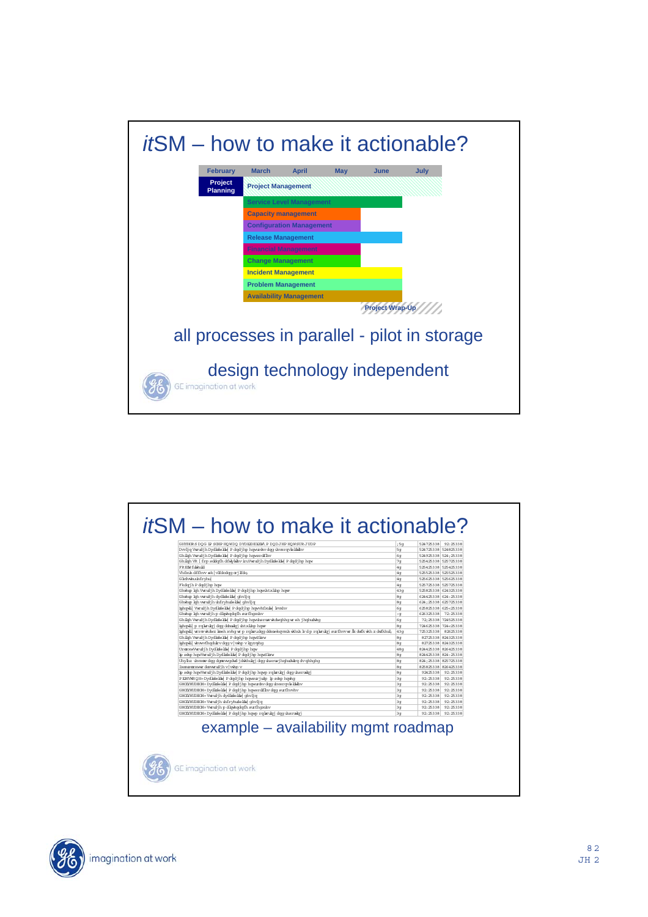# *it*SM – how to make it actionable?

| February | March | April | May | June | July |
|---|---|---|---|---|---|
| Project Planning | Project Management | | | | |
| | Service Level Management | | | | |
| | Capacity management | | | | |
| | Configuration Management | | | | |
| | Release Management | | | | |
| | Financial Management | | | | |
| | Change Management | | | | |
| | Incident Management | | | | |
| | Problem Management | | | | |
| | Availability Management | | | | |
| | | | | Project Wrap-Up | |

all processes in parallel - pilot in storage

design technology independent

GE imagination at work

# *it*SM – how to make it actionable?

example – availability mgmt roadmap

GE imagination at work

imagination at work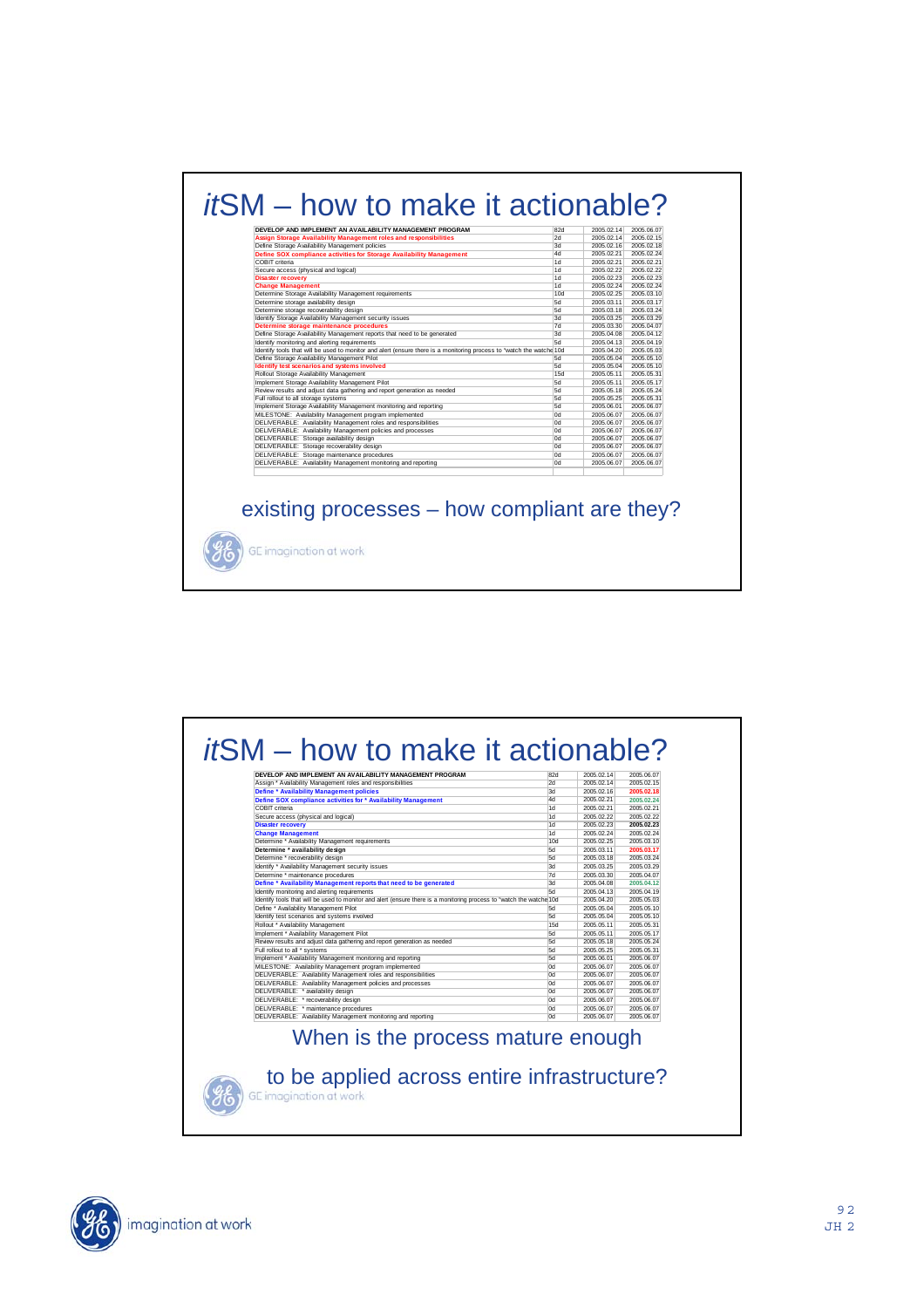# *it*SM – how to make it actionable?

| DEVELOP AND IMPLEMENT AN AVAILABILITY MANAGEMENT PROGRAM | 82d | 2005.02.14 | 2005.06.07 |
|---|---|---|---|
| **Assign Storage Availability Management roles and responsibilities** | 2d | 2005.02.14 | 2005.02.15 |
| Define Storage Availability Management policies | 3d | 2005.02.16 | 2005.02.18 |
| **Define SOX compliance activities for Storage Availability Management** | 4d | 2005.02.21 | 2005.02.24 |
| COBIT criteria | 1d | 2005.02.21 | 2005.02.21 |
| Secure access (physical and logical) | 1d | 2005.02.22 | 2005.02.22 |
| **Disaster recovery** | 1d | 2005.02.23 | 2005.02.23 |
| **Change Management** | 1d | 2005.02.24 | 2005.02.24 |
| Determine Storage Availability Management requirements | 10d | 2005.02.25 | 2005.03.10 |
| Determine storage availability design | 5d | 2005.03.11 | 2005.03.17 |
| Determine storage recoverability design | 5d | 2005.03.18 | 2005.03.24 |
| Identify Storage Availability Management security issues | 3d | 2005.03.25 | 2005.03.29 |
| **Determine storage maintenance procedures** | 7d | 2005.03.30 | 2005.04.07 |
| Define Storage Availability Management reports that need to be generated | 3d | 2005.04.08 | 2005.04.12 |
| Identify monitoring and alerting requirements | 5d | 2005.04.13 | 2005.04.19 |
| Identify tools that will be used to monitor and alert (ensure there is a monitoring process to "watch the watche | 10d | 2005.04.20 | 2005.05.03 |
| Define Storage Availability Management Pilot | 5d | 2005.05.04 | 2005.05.10 |
| **Identify test scenarios and systems involved** | 5d | 2005.05.04 | 2005.05.10 |
| Rollout Storage Availability Management | 15d | 2005.05.11 | 2005.05.31 |
| Implement Storage Availability Management Pilot | 5d | 2005.05.11 | 2005.05.17 |
| Review results and adjust data gathering and report generation as needed | 5d | 2005.05.18 | 2005.05.24 |
| Full rollout to all storage systems | 5d | 2005.05.25 | 2005.05.31 |
| Implement Storage Availability Management monitoring and reporting | 5d | 2005.06.01 | 2005.06.07 |
| MILESTONE: Availability Management program implemented | 0d | 2005.06.07 | 2005.06.07 |
| DELIVERABLE: Availability Management roles and responsibilities | 0d | 2005.06.07 | 2005.06.07 |
| DELIVERABLE: Availability Management policies and processes | 0d | 2005.06.07 | 2005.06.07 |
| DELIVERABLE: Storage availability design | 0d | 2005.06.07 | 2005.06.07 |
| DELIVERABLE: Storage recoverability design | 0d | 2005.06.07 | 2005.06.07 |
| DELIVERABLE: Storage maintenance procedures | 0d | 2005.06.07 | 2005.06.07 |
| DELIVERABLE: Availability Management monitoring and reporting | 0d | 2005.06.07 | 2005.06.07 |

existing processes – how compliant are they?

GE imagination at work

# *it*SM – how to make it actionable?

| DEVELOP AND IMPLEMENT AN AVAILABILITY MANAGEMENT PROGRAM | 82d | 2005.02.14 | 2005.06.07 |
|---|---|---|---|
| Assign * Availability Management roles and responsibilities | 2d | 2005.02.14 | 2005.02.15 |
| **Define * Availability Management policies** | 3d | 2005.02.16 | **2005.02.18** |
| **Define SOX compliance activities for * Availability Management** | 4d | 2005.02.21 | **2005.02.24** |
| COBIT criteria | 1d | 2005.02.21 | 2005.02.21 |
| Secure access (physical and logical) | 1d | 2005.02.22 | 2005.02.22 |
| **Disaster recovery** | 1d | 2005.02.23 | **2005.02.23** |
| **Change Management** | 1d | 2005.02.24 | 2005.02.24 |
| Determine * Availability Management requirements | 10d | 2005.02.25 | 2005.03.10 |
| **Determine * availability design** | 5d | 2005.03.11 | **2005.03.17** |
| Determine * recoverability design | 5d | 2005.03.18 | 2005.03.24 |
| Identify * Availability Management security issues | 3d | 2005.03.25 | 2005.03.29 |
| Determine * maintenance procedures | 7d | 2005.03.30 | 2005.04.07 |
| **Define * Availability Management reports that need to be generated** | 3d | 2005.04.08 | **2005.04.12** |
| Identify monitoring and alerting requirements | 5d | 2005.04.13 | 2005.04.19 |
| Identify tools that will be used to monitor and alert (ensure there is a monitoring process to "watch the watche | 10d | 2005.04.20 | 2005.05.03 |
| Define * Availability Management Pilot | 5d | 2005.05.04 | 2005.05.10 |
| Identify test scenarios and systems involved | 5d | 2005.05.04 | 2005.05.10 |
| Rollout * Availability Management | 15d | 2005.05.11 | 2005.05.31 |
| Implement * Availability Management Pilot | 5d | 2005.05.11 | 2005.05.17 |
| Review results and adjust data gathering and report generation as needed | 5d | 2005.05.18 | 2005.05.24 |
| Full rollout to all * systems | 5d | 2005.05.25 | 2005.05.31 |
| Implement * Availability Management monitoring and reporting | 5d | 2005.06.01 | 2005.06.07 |
| MILESTONE: Availability Management program implemented | 0d | 2005.06.07 | 2005.06.07 |
| DELIVERABLE: Availability Management roles and responsibilities | 0d | 2005.06.07 | 2005.06.07 |
| DELIVERABLE: Availability Management policies and processes | 0d | 2005.06.07 | 2005.06.07 |
| DELIVERABLE: * availability design | 0d | 2005.06.07 | 2005.06.07 |
| DELIVERABLE: * recoverability design | 0d | 2005.06.07 | 2005.06.07 |
| DELIVERABLE: * maintenance procedures | 0d | 2005.06.07 | 2005.06.07 |
| DELIVERABLE: Availability Management monitoring and reporting | 0d | 2005.06.07 | 2005.06.07 |

When is the process mature enough

to be applied across entire infrastructure?

GE imagination at work

imagination at work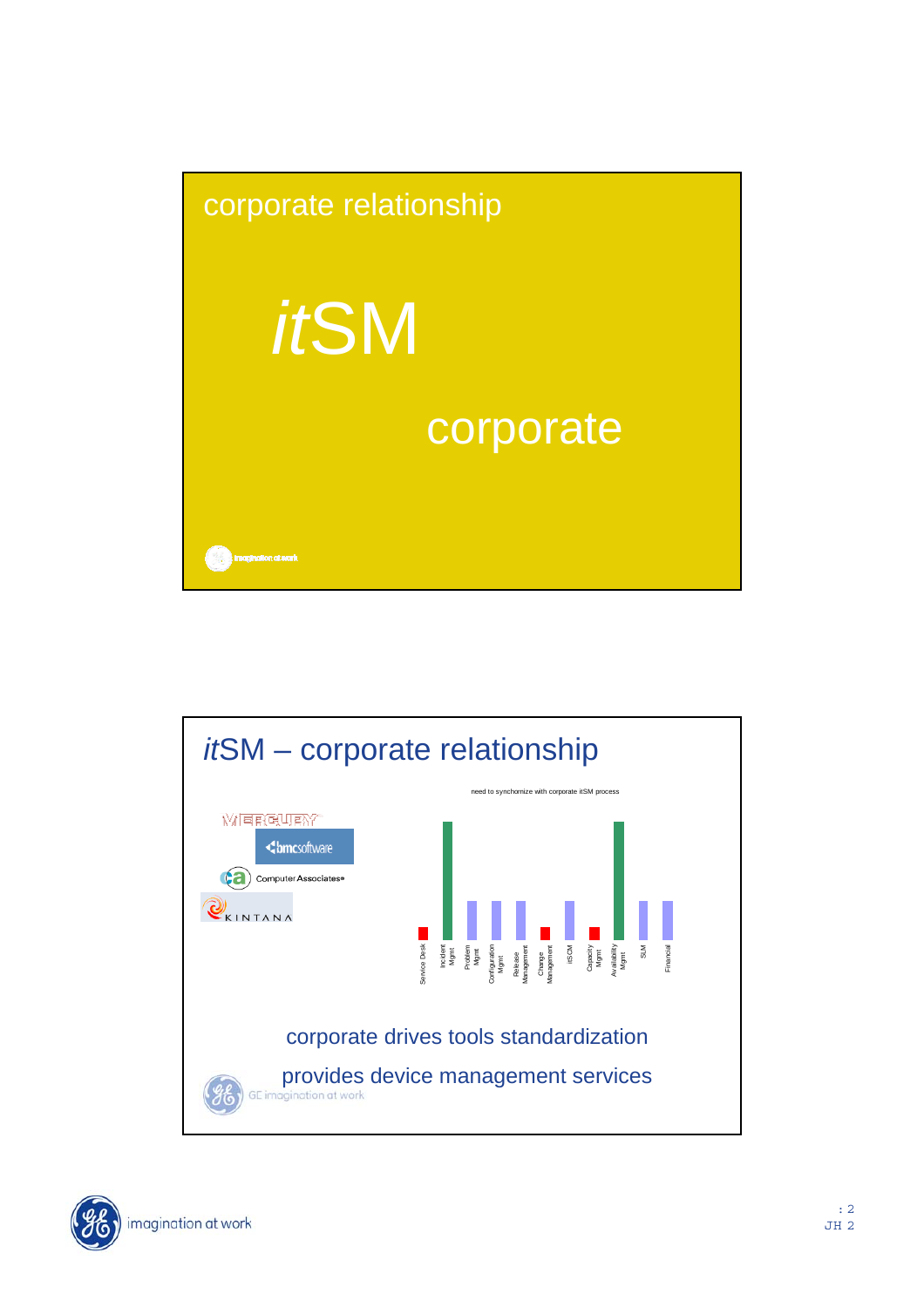corporate relationship

*it*SM

corporate

## *it*SM – corporate relationship

need to synchronize with corporate itSM process

Service Desk | Incident Mgmt | Problem Mgmt | Configuration Mgmt | Release Management | Change Management | itSCM | Capacity Mgmt | Availability Mgmt | SLM | Financial

corporate drives tools standardization

provides device management services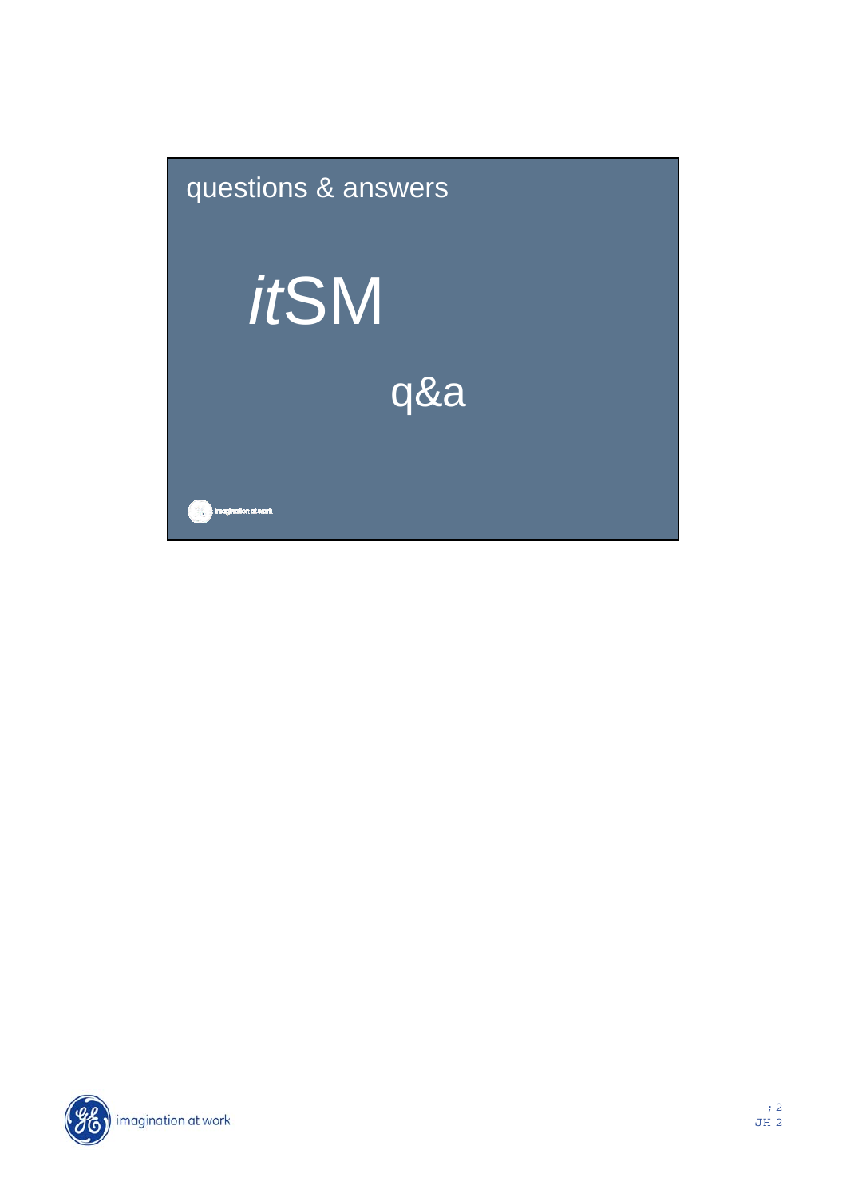questions & answers

*it*SM

q&a